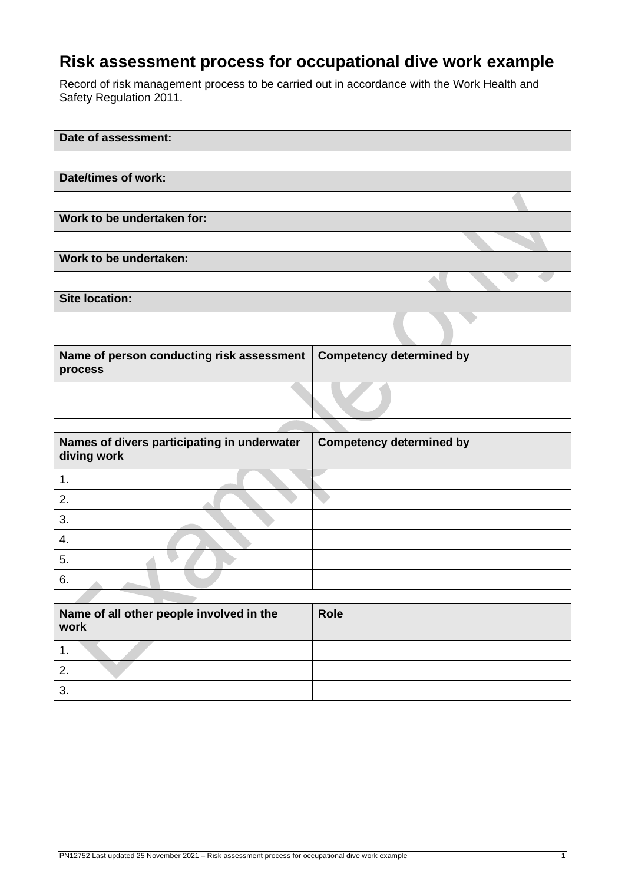# Risk assessment process for occupational dive work example

Record of risk management process to be carried out in accordance with the Work Health and Safety Regulation 2011.

| Date of assessment: |
|---|
| |
| **Date/times of work:** |
| |
| **Work to be undertaken for:** |
| |
| **Work to be undertaken:** |
| |
| **Site location:** |
| |

| Name of person conducting risk assessment process | Competency determined by |
|---|---|
| | |

| Names of divers participating in underwater diving work | Competency determined by |
|---|---|
| 1. | |
| 2. | |
| 3. | |
| 4. | |
| 5. | |
| 6. | |

| Name of all other people involved in the work | Role |
|---|---|
| 1. | |
| 2. | |
| 3. | |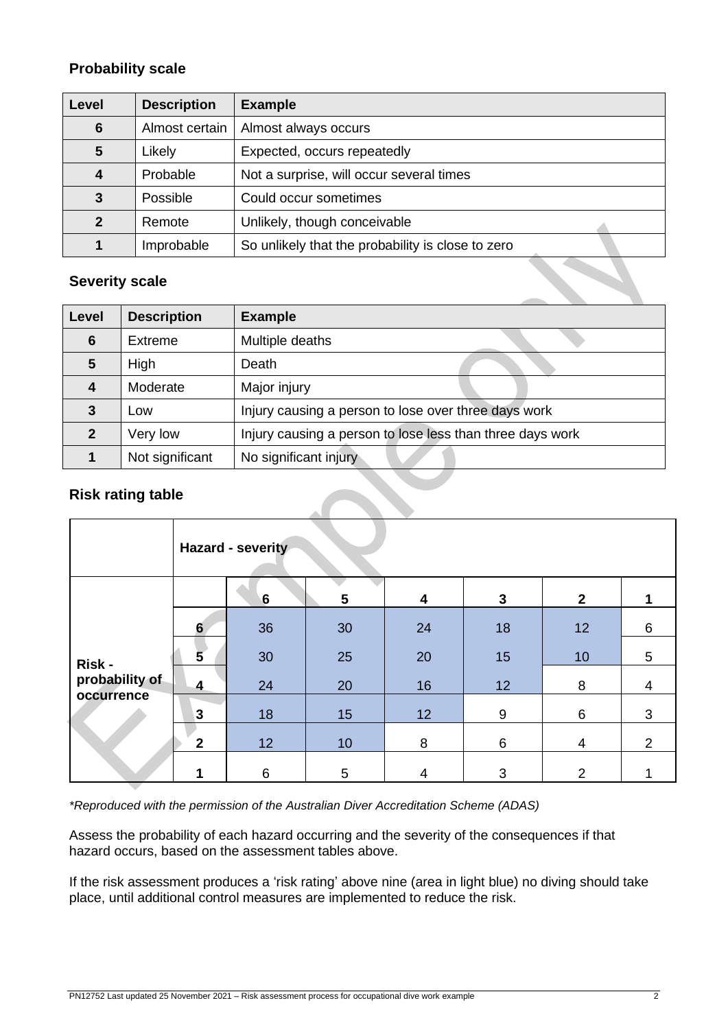### Probability scale

| Level | Description | Example |
|---|---|---|
| **6** | Almost certain | Almost always occurs |
| **5** | Likely | Expected, occurs repeatedly |
| **4** | Probable | Not a surprise, will occur several times |
| **3** | Possible | Could occur sometimes |
| **2** | Remote | Unlikely, though conceivable |
| **1** | Improbable | So unlikely that the probability is close to zero |

### Severity scale

| Level | Description | Example |
|---|---|---|
| **6** | Extreme | Multiple deaths |
| **5** | High | Death |
| **4** | Moderate | Major injury |
| **3** | Low | Injury causing a person to lose over three days work |
| **2** | Very low | Injury causing a person to lose less than three days work |
| **1** | Not significant | No significant injury |

### Risk rating table

| | **Hazard - severity** | | | | | | |
|---|---|---|---|---|---|---|---|
| | | **6** | **5** | **4** | **3** | **2** | **1** |
| **Risk - probability of occurrence** | **6** | 36 | 30 | 24 | 18 | 12 | 6 |
| | **5** | 30 | 25 | 20 | 15 | 10 | 5 |
| | **4** | 24 | 20 | 16 | 12 | 8 | 4 |
| | **3** | 18 | 15 | 12 | 9 | 6 | 3 |
| | **2** | 12 | 10 | 8 | 6 | 4 | 2 |
| | **1** | 6 | 5 | 4 | 3 | 2 | 1 |

*\*Reproduced with the permission of the Australian Diver Accreditation Scheme (ADAS)*

Assess the probability of each hazard occurring and the severity of the consequences if that hazard occurs, based on the assessment tables above.

If the risk assessment produces a 'risk rating' above nine (area in light blue) no diving should take place, until additional control measures are implemented to reduce the risk.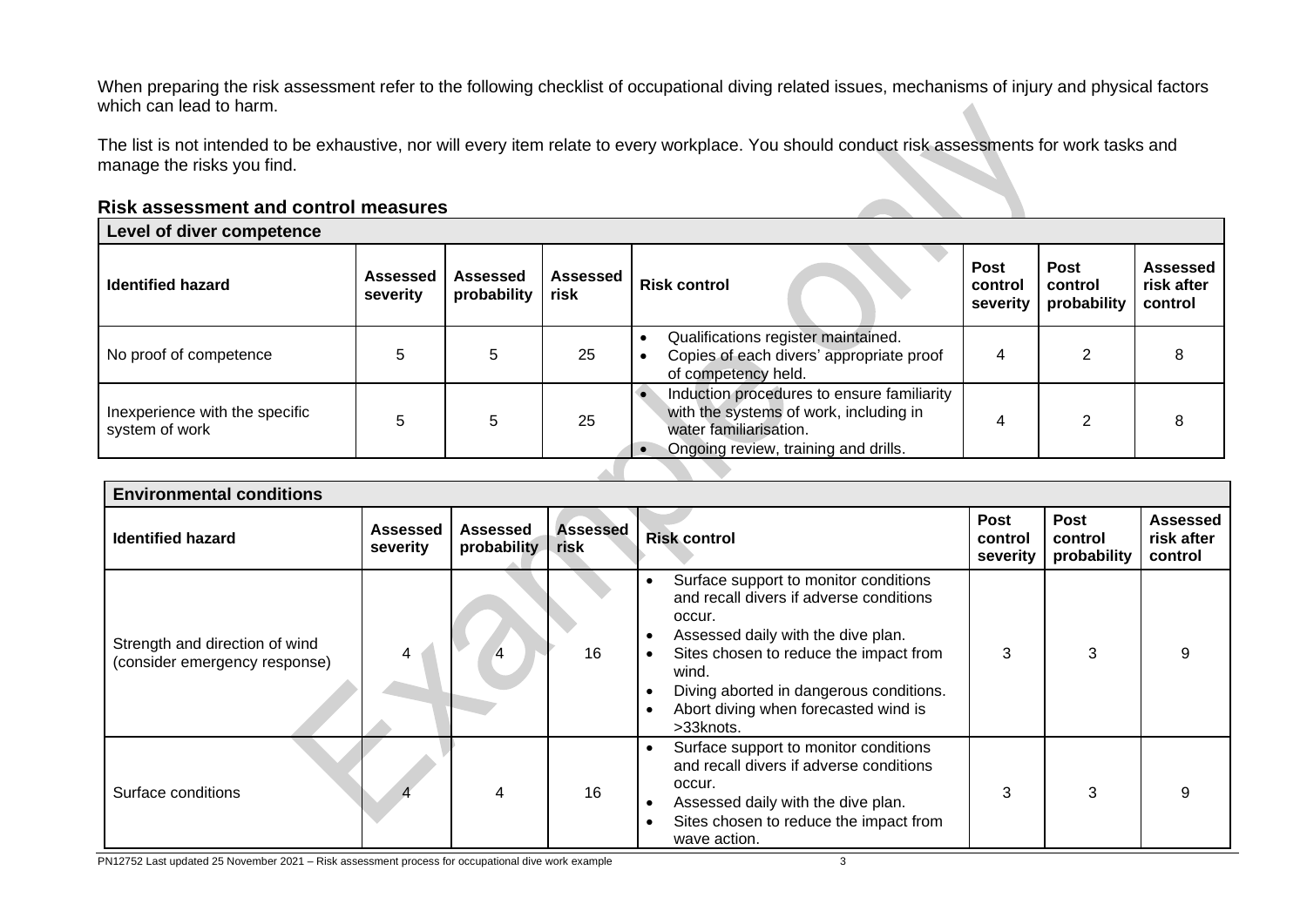When preparing the risk assessment refer to the following checklist of occupational diving related issues, mechanisms of injury and physical factors which can lead to harm.

The list is not intended to be exhaustive, nor will every item relate to every workplace. You should conduct risk assessments for work tasks and manage the risks you find.

## Risk assessment and control measures

| **Level of diver competence** | | | | | | | |
|---|---|---|---|---|---|---|---|
| **Identified hazard** | **Assessed severity** | **Assessed probability** | **Assessed risk** | **Risk control** | **Post control severity** | **Post control probability** | **Assessed risk after control** |
| No proof of competence | 5 | 5 | 25 | • Qualifications register maintained.<br>• Copies of each divers' appropriate proof of competency held. | 4 | 2 | 8 |
| Inexperience with the specific system of work | 5 | 5 | 25 | • Induction procedures to ensure familiarity with the systems of work, including in water familiarisation.<br>• Ongoing review, training and drills. | 4 | 2 | 8 |

| **Environmental conditions** | | | | | | | |
|---|---|---|---|---|---|---|---|
| **Identified hazard** | **Assessed severity** | **Assessed probability** | **Assessed risk** | **Risk control** | **Post control severity** | **Post control probability** | **Assessed risk after control** |
| Strength and direction of wind (consider emergency response) | 4 | 4 | 16 | • Surface support to monitor conditions and recall divers if adverse conditions occur.<br>• Assessed daily with the dive plan.<br>• Sites chosen to reduce the impact from wind.<br>• Diving aborted in dangerous conditions.<br>• Abort diving when forecasted wind is >33knots. | 3 | 3 | 9 |
| Surface conditions | 4 | 4 | 16 | • Surface support to monitor conditions and recall divers if adverse conditions occur.<br>• Assessed daily with the dive plan.<br>• Sites chosen to reduce the impact from wave action. | 3 | 3 | 9 |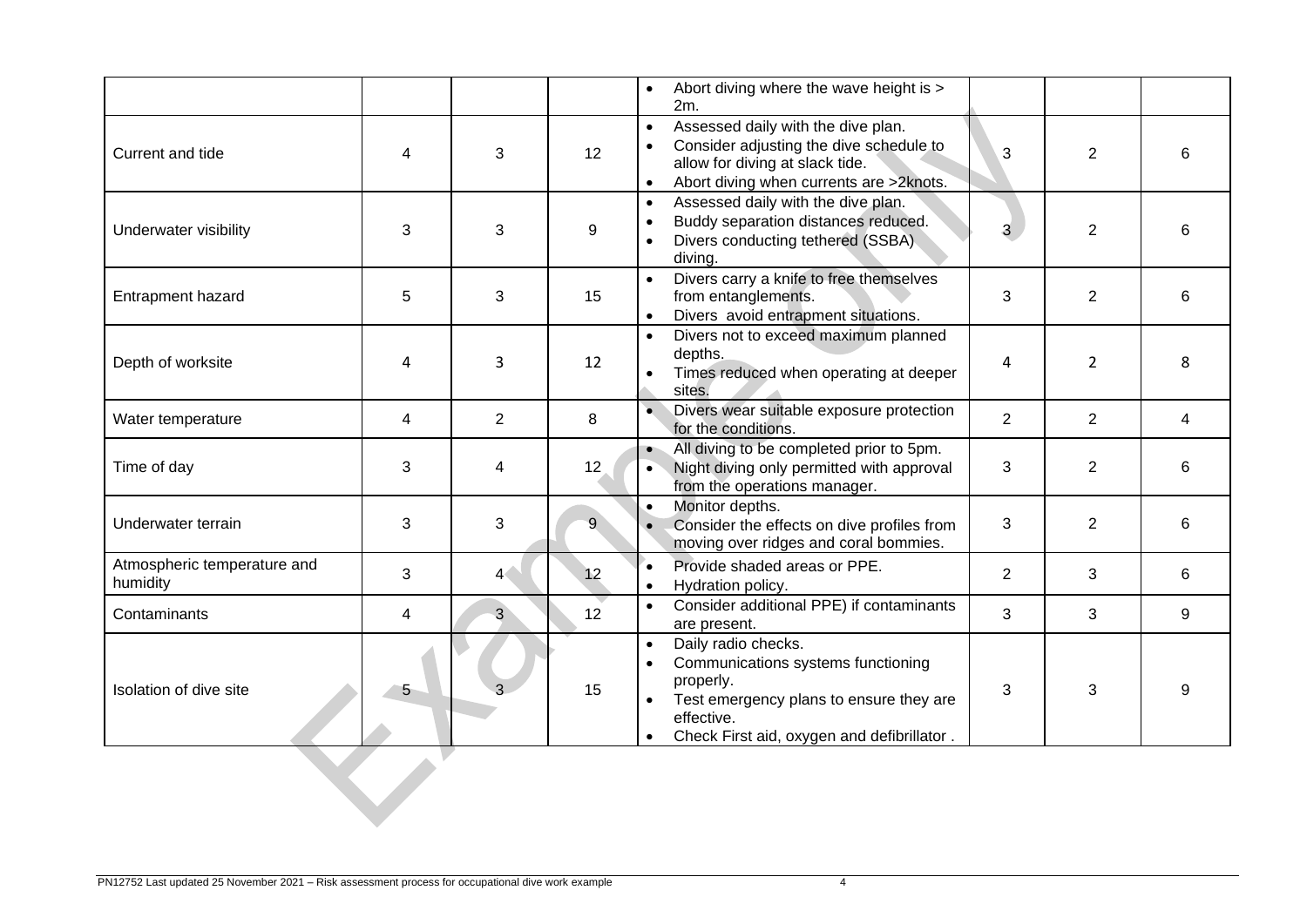| | | | | | | | |
|---|---|---|---|---|---|---|---|
| | | | | • Abort diving where the wave height is > 2m. | | | |
| Current and tide | 4 | 3 | 12 | • Assessed daily with the dive plan.<br>• Consider adjusting the dive schedule to allow for diving at slack tide.<br>• Abort diving when currents are >2knots. | 3 | 2 | 6 |
| Underwater visibility | 3 | 3 | 9 | • Assessed daily with the dive plan.<br>• Buddy separation distances reduced.<br>• Divers conducting tethered (SSBA) diving. | 3 | 2 | 6 |
| Entrapment hazard | 5 | 3 | 15 | • Divers carry a knife to free themselves from entanglements.<br>• Divers avoid entrapment situations. | 3 | 2 | 6 |
| Depth of worksite | 4 | 3 | 12 | • Divers not to exceed maximum planned depths.<br>• Times reduced when operating at deeper sites. | 4 | 2 | 8 |
| Water temperature | 4 | 2 | 8 | • Divers wear suitable exposure protection for the conditions. | 2 | 2 | 4 |
| Time of day | 3 | 4 | 12 | • All diving to be completed prior to 5pm.<br>• Night diving only permitted with approval from the operations manager. | 3 | 2 | 6 |
| Underwater terrain | 3 | 3 | 9 | • Monitor depths.<br>• Consider the effects on dive profiles from moving over ridges and coral bommies. | 3 | 2 | 6 |
| Atmospheric temperature and humidity | 3 | 4 | 12 | • Provide shaded areas or PPE.<br>• Hydration policy. | 2 | 3 | 6 |
| Contaminants | 4 | 3 | 12 | • Consider additional PPE) if contaminants are present. | 3 | 3 | 9 |
| Isolation of dive site | 5 | 3 | 15 | • Daily radio checks.<br>• Communications systems functioning properly.<br>• Test emergency plans to ensure they are effective.<br>• Check First aid, oxygen and defibrillator . | 3 | 3 | 9 |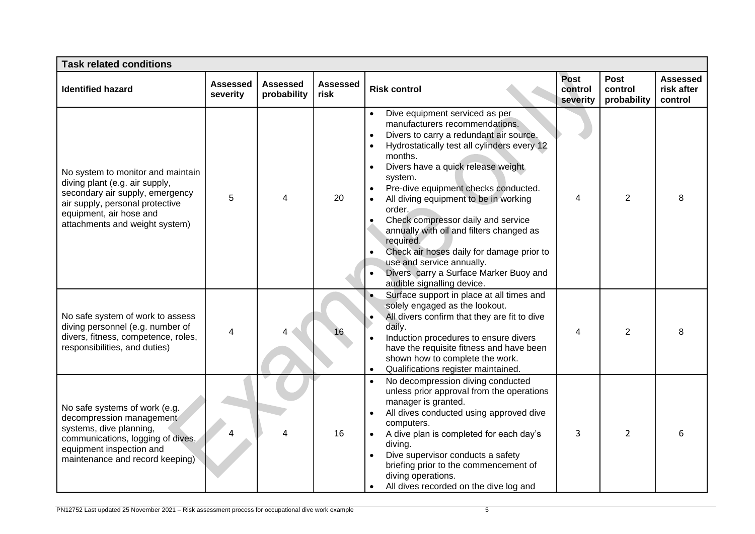| Task related conditions | | | | | | | |
|---|---|---|---|---|---|---|---|
| **Identified hazard** | **Assessed severity** | **Assessed probability** | **Assessed risk** | **Risk control** | **Post control severity** | **Post control probability** | **Assessed risk after control** |
| No system to monitor and maintain diving plant (e.g. air supply, secondary air supply, emergency air supply, personal protective equipment, air hose and attachments and weight system) | 5 | 4 | 20 | • Dive equipment serviced as per manufacturers recommendations.<br>• Divers to carry a redundant air source.<br>• Hydrostatically test all cylinders every 12 months.<br>• Divers have a quick release weight system.<br>• Pre-dive equipment checks conducted.<br>• All diving equipment to be in working order.<br>• Check compressor daily and service annually with oil and filters changed as required.<br>• Check air hoses daily for damage prior to use and service annually.<br>• Divers carry a Surface Marker Buoy and audible signalling device. | 4 | 2 | 8 |
| No safe system of work to assess diving personnel (e.g. number of divers, fitness, competence, roles, responsibilities, and duties) | 4 | 4 | 16 | • Surface support in place at all times and solely engaged as the lookout.<br>• All divers confirm that they are fit to dive daily.<br>• Induction procedures to ensure divers have the requisite fitness and have been shown how to complete the work.<br>• Qualifications register maintained. | 4 | 2 | 8 |
| No safe systems of work (e.g. decompression management systems, dive planning, communications, logging of dives, equipment inspection and maintenance and record keeping) | 4 | 4 | 16 | • No decompression diving conducted unless prior approval from the operations manager is granted.<br>• All dives conducted using approved dive computers.<br>• A dive plan is completed for each day's diving.<br>• Dive supervisor conducts a safety briefing prior to the commencement of diving operations.<br>• All dives recorded on the dive log and | 3 | 2 | 6 |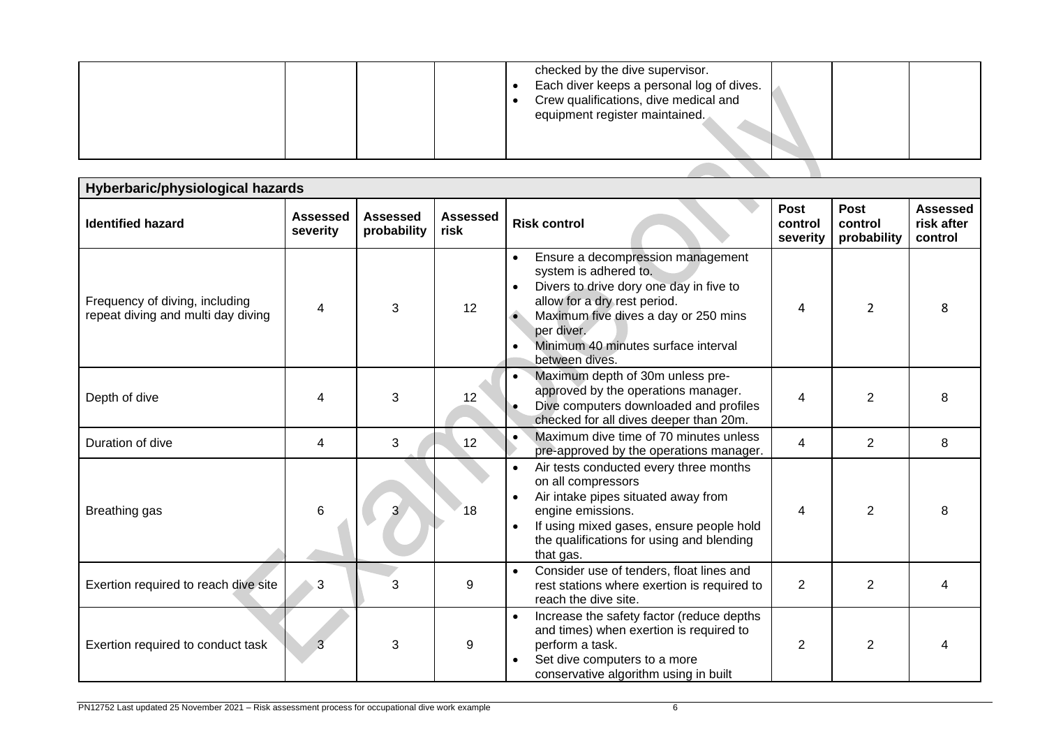| | | | | • checked by the dive supervisor.<br>• Each diver keeps a personal log of dives.<br>• Crew qualifications, dive medical and equipment register maintained. | | | |
|---|---|---|---|---|---|---|---|

| **Hyberbaric/physiological hazards** | | | | | | | |
|---|---|---|---|---|---|---|---|
| **Identified hazard** | **Assessed severity** | **Assessed probability** | **Assessed risk** | **Risk control** | **Post control severity** | **Post control probability** | **Assessed risk after control** |
| Frequency of diving, including repeat diving and multi day diving | 4 | 3 | 12 | • Ensure a decompression management system is adhered to.<br>• Divers to drive dory one day in five to allow for a dry rest period.<br>• Maximum five dives a day or 250 mins per diver.<br>• Minimum 40 minutes surface interval between dives. | 4 | 2 | 8 |
| Depth of dive | 4 | 3 | 12 | • Maximum depth of 30m unless pre-approved by the operations manager.<br>• Dive computers downloaded and profiles checked for all dives deeper than 20m. | 4 | 2 | 8 |
| Duration of dive | 4 | 3 | 12 | • Maximum dive time of 70 minutes unless pre-approved by the operations manager. | 4 | 2 | 8 |
| Breathing gas | 6 | 3 | 18 | • Air tests conducted every three months on all compressors<br>• Air intake pipes situated away from engine emissions.<br>• If using mixed gases, ensure people hold the qualifications for using and blending that gas. | 4 | 2 | 8 |
| Exertion required to reach dive site | 3 | 3 | 9 | • Consider use of tenders, float lines and rest stations where exertion is required to reach the dive site. | 2 | 2 | 4 |
| Exertion required to conduct task | 3 | 3 | 9 | • Increase the safety factor (reduce depths and times) when exertion is required to perform a task.<br>• Set dive computers to a more conservative algorithm using in built | 2 | 2 | 4 |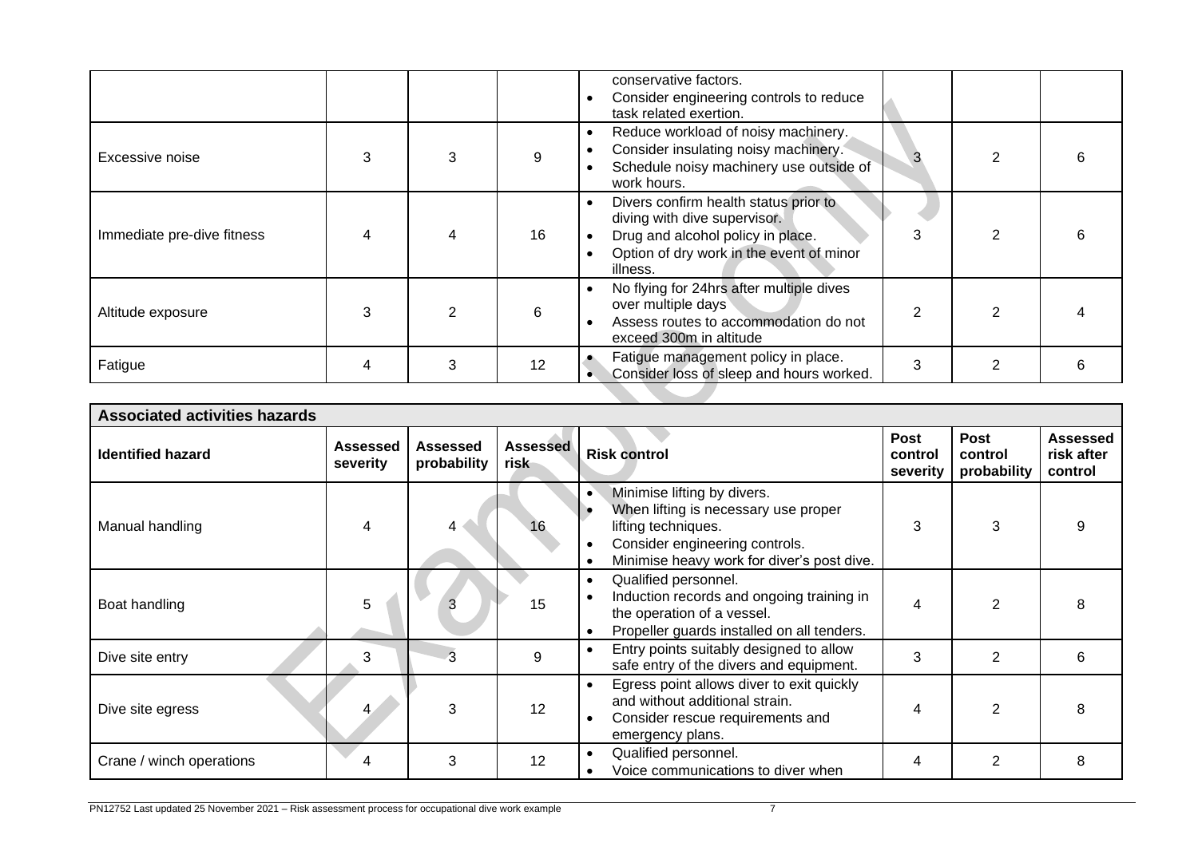| | | | | | | | |
|---|---|---|---|---|---|---|---|
| | | | | • conservative factors.<br>• Consider engineering controls to reduce task related exertion. | | | |
| Excessive noise | 3 | 3 | 9 | • Reduce workload of noisy machinery.<br>• Consider insulating noisy machinery.<br>• Schedule noisy machinery use outside of work hours. | 3 | 2 | 6 |
| Immediate pre-dive fitness | 4 | 4 | 16 | • Divers confirm health status prior to diving with dive supervisor.<br>• Drug and alcohol policy in place.<br>• Option of dry work in the event of minor illness. | 3 | 2 | 6 |
| Altitude exposure | 3 | 2 | 6 | • No flying for 24hrs after multiple dives over multiple days<br>• Assess routes to accommodation do not exceed 300m in altitude | 2 | 2 | 4 |
| Fatigue | 4 | 3 | 12 | • Fatigue management policy in place.<br>• Consider loss of sleep and hours worked. | 3 | 2 | 6 |

| **Associated activities hazards** | | | | | | | |
|---|---|---|---|---|---|---|---|
| **Identified hazard** | **Assessed severity** | **Assessed probability** | **Assessed risk** | **Risk control** | **Post control severity** | **Post control probability** | **Assessed risk after control** |
| Manual handling | 4 | 4 | 16 | • Minimise lifting by divers.<br>• When lifting is necessary use proper lifting techniques.<br>• Consider engineering controls.<br>• Minimise heavy work for diver's post dive. | 3 | 3 | 9 |
| Boat handling | 5 | 3 | 15 | • Qualified personnel.<br>• Induction records and ongoing training in the operation of a vessel.<br>• Propeller guards installed on all tenders. | 4 | 2 | 8 |
| Dive site entry | 3 | 3 | 9 | • Entry points suitably designed to allow safe entry of the divers and equipment. | 3 | 2 | 6 |
| Dive site egress | 4 | 3 | 12 | • Egress point allows diver to exit quickly and without additional strain.<br>• Consider rescue requirements and emergency plans. | 4 | 2 | 8 |
| Crane / winch operations | 4 | 3 | 12 | • Qualified personnel.<br>• Voice communications to diver when | 4 | 2 | 8 |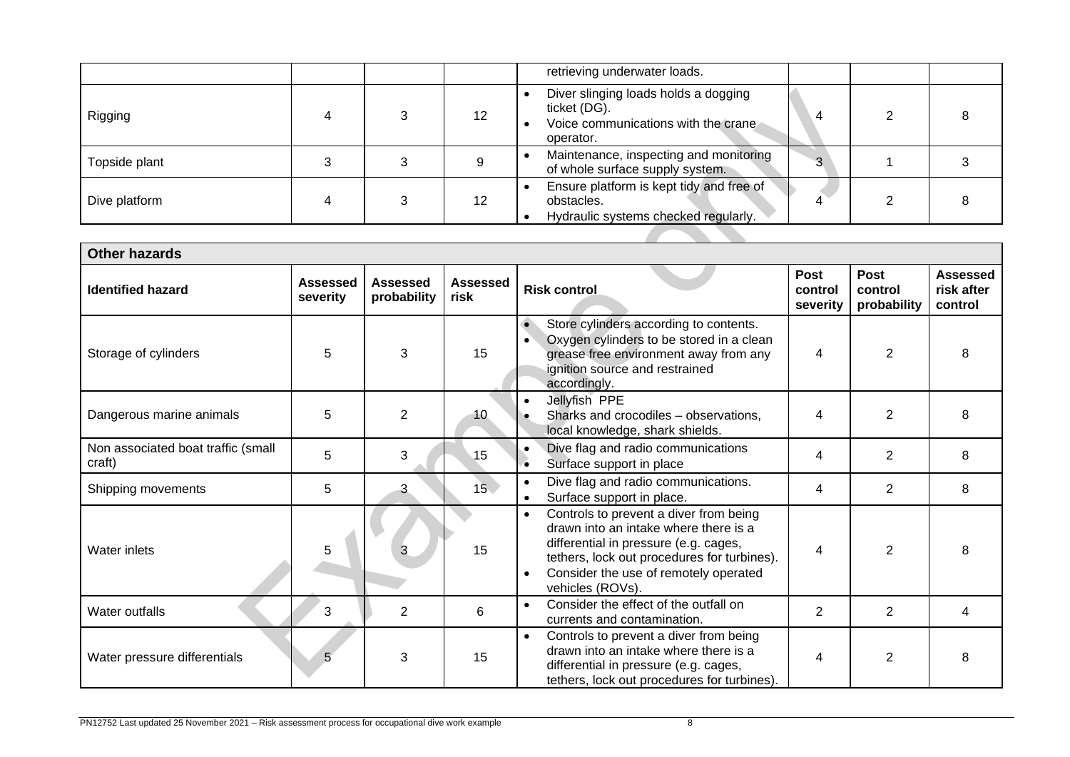| | | | | Risk control | | | |
|---|---|---|---|---|---|---|---|
| | | | | retrieving underwater loads. | | | |
| Rigging | 4 | 3 | 12 | • Diver slinging loads holds a dogging ticket (DG).<br>• Voice communications with the crane operator. | 4 | 2 | 8 |
| Topside plant | 3 | 3 | 9 | • Maintenance, inspecting and monitoring of whole surface supply system. | 3 | 1 | 3 |
| Dive platform | 4 | 3 | 12 | • Ensure platform is kept tidy and free of obstacles.<br>• Hydraulic systems checked regularly. | 4 | 2 | 8 |

| **Other hazards** | | | | | | | |
|---|---|---|---|---|---|---|---|
| **Identified hazard** | **Assessed severity** | **Assessed probability** | **Assessed risk** | **Risk control** | **Post control severity** | **Post control probability** | **Assessed risk after control** |
| Storage of cylinders | 5 | 3 | 15 | • Store cylinders according to contents.<br>• Oxygen cylinders to be stored in a clean grease free environment away from any ignition source and restrained accordingly. | 4 | 2 | 8 |
| Dangerous marine animals | 5 | 2 | 10 | • Jellyfish PPE<br>• Sharks and crocodiles – observations, local knowledge, shark shields. | 4 | 2 | 8 |
| Non associated boat traffic (small craft) | 5 | 3 | 15 | • Dive flag and radio communications<br>• Surface support in place | 4 | 2 | 8 |
| Shipping movements | 5 | 3 | 15 | • Dive flag and radio communications.<br>• Surface support in place. | 4 | 2 | 8 |
| Water inlets | 5 | 3 | 15 | • Controls to prevent a diver from being drawn into an intake where there is a differential in pressure (e.g. cages, tethers, lock out procedures for turbines).<br>• Consider the use of remotely operated vehicles (ROVs). | 4 | 2 | 8 |
| Water outfalls | 3 | 2 | 6 | • Consider the effect of the outfall on currents and contamination. | 2 | 2 | 4 |
| Water pressure differentials | 5 | 3 | 15 | • Controls to prevent a diver from being drawn into an intake where there is a differential in pressure (e.g. cages, tethers, lock out procedures for turbines). | 4 | 2 | 8 |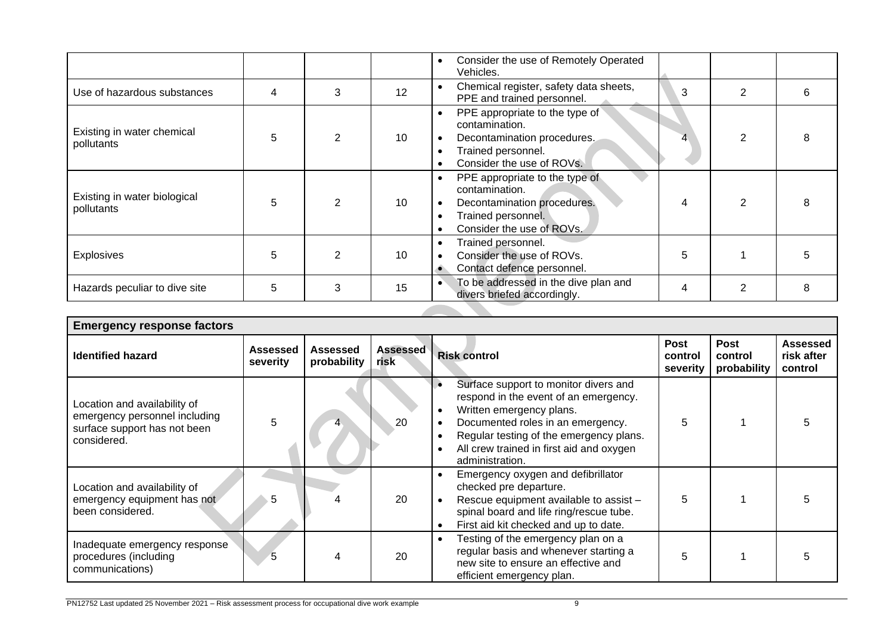| | | | | Risk control | | | |
|---|---|---|---|---|---|---|---|
| | | | | • Consider the use of Remotely Operated Vehicles. | | | |
| Use of hazardous substances | 4 | 3 | 12 | • Chemical register, safety data sheets, PPE and trained personnel. | 3 | 2 | 6 |
| Existing in water chemical pollutants | 5 | 2 | 10 | • PPE appropriate to the type of contamination.<br>• Decontamination procedures.<br>• Trained personnel.<br>• Consider the use of ROVs. | 4 | 2 | 8 |
| Existing in water biological pollutants | 5 | 2 | 10 | • PPE appropriate to the type of contamination.<br>• Decontamination procedures.<br>• Trained personnel.<br>• Consider the use of ROVs. | 4 | 2 | 8 |
| Explosives | 5 | 2 | 10 | • Trained personnel.<br>• Consider the use of ROVs.<br>• Contact defence personnel. | 5 | 1 | 5 |
| Hazards peculiar to dive site | 5 | 3 | 15 | • To be addressed in the dive plan and divers briefed accordingly. | 4 | 2 | 8 |

| **Emergency response factors** | | | | | | | |
|---|---|---|---|---|---|---|---|
| **Identified hazard** | **Assessed severity** | **Assessed probability** | **Assessed risk** | **Risk control** | **Post control severity** | **Post control probability** | **Assessed risk after control** |
| Location and availability of emergency personnel including surface support has not been considered. | 5 | 4 | 20 | • Surface support to monitor divers and respond in the event of an emergency.<br>• Written emergency plans.<br>• Documented roles in an emergency.<br>• Regular testing of the emergency plans.<br>• All crew trained in first aid and oxygen administration. | 5 | 1 | 5 |
| Location and availability of emergency equipment has not been considered. | 5 | 4 | 20 | • Emergency oxygen and defibrillator checked pre departure.<br>• Rescue equipment available to assist – spinal board and life ring/rescue tube.<br>• First aid kit checked and up to date. | 5 | 1 | 5 |
| Inadequate emergency response procedures (including communications) | 5 | 4 | 20 | • Testing of the emergency plan on a regular basis and whenever starting a new site to ensure an effective and efficient emergency plan. | 5 | 1 | 5 |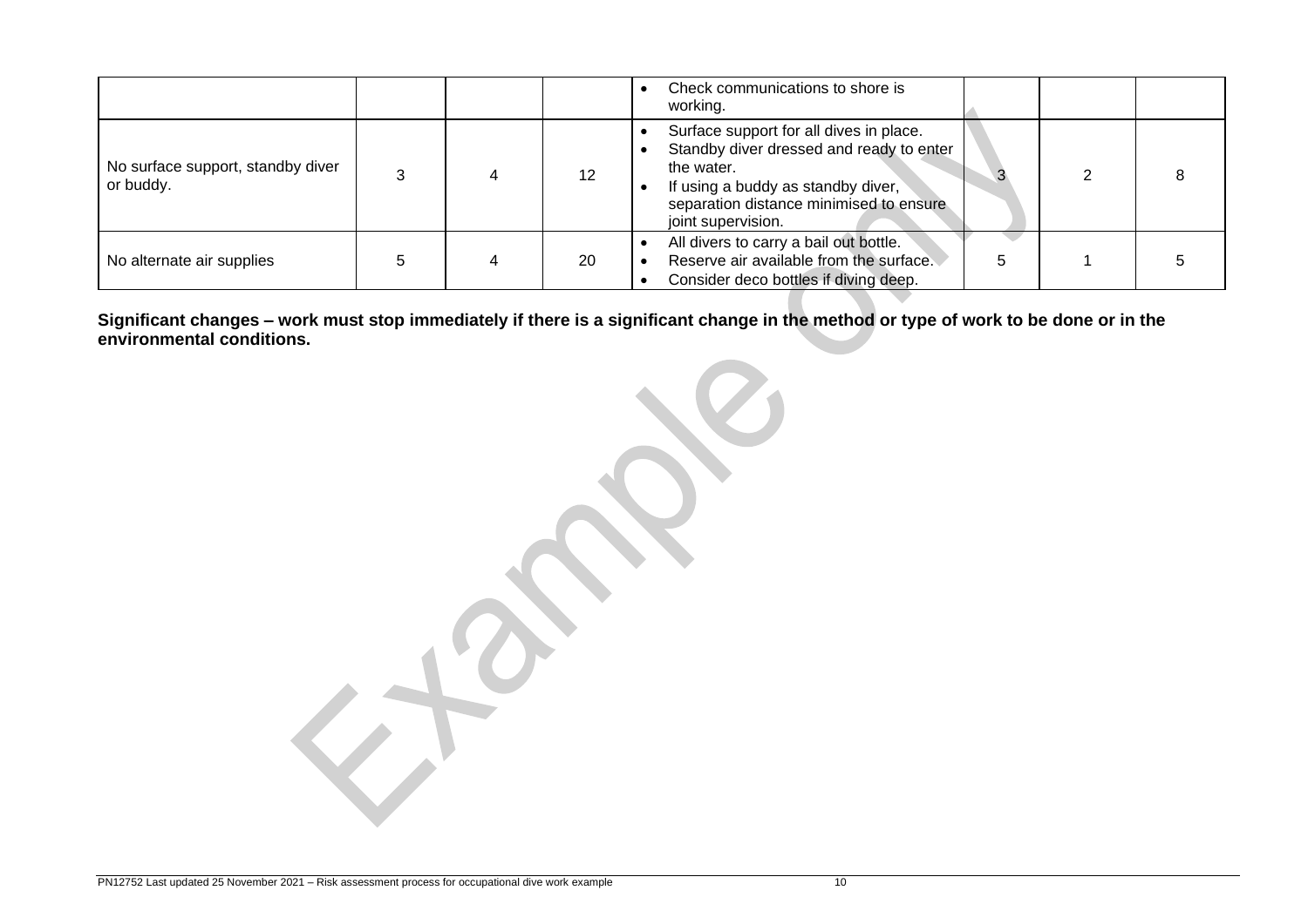| | | | | | | | |
|---|---|---|---|---|---|---|---|
| | | | | • Check communications to shore is working. | | | |
| No surface support, standby diver or buddy. | 3 | 4 | 12 | • Surface support for all dives in place.<br>• Standby diver dressed and ready to enter the water.<br>• If using a buddy as standby diver, separation distance minimised to ensure joint supervision. | 3 | 2 | 8 |
| No alternate air supplies | 5 | 4 | 20 | • All divers to carry a bail out bottle.<br>• Reserve air available from the surface.<br>• Consider deco bottles if diving deep. | 5 | 1 | 5 |

**Significant changes – work must stop immediately if there is a significant change in the method or type of work to be done or in the environmental conditions.**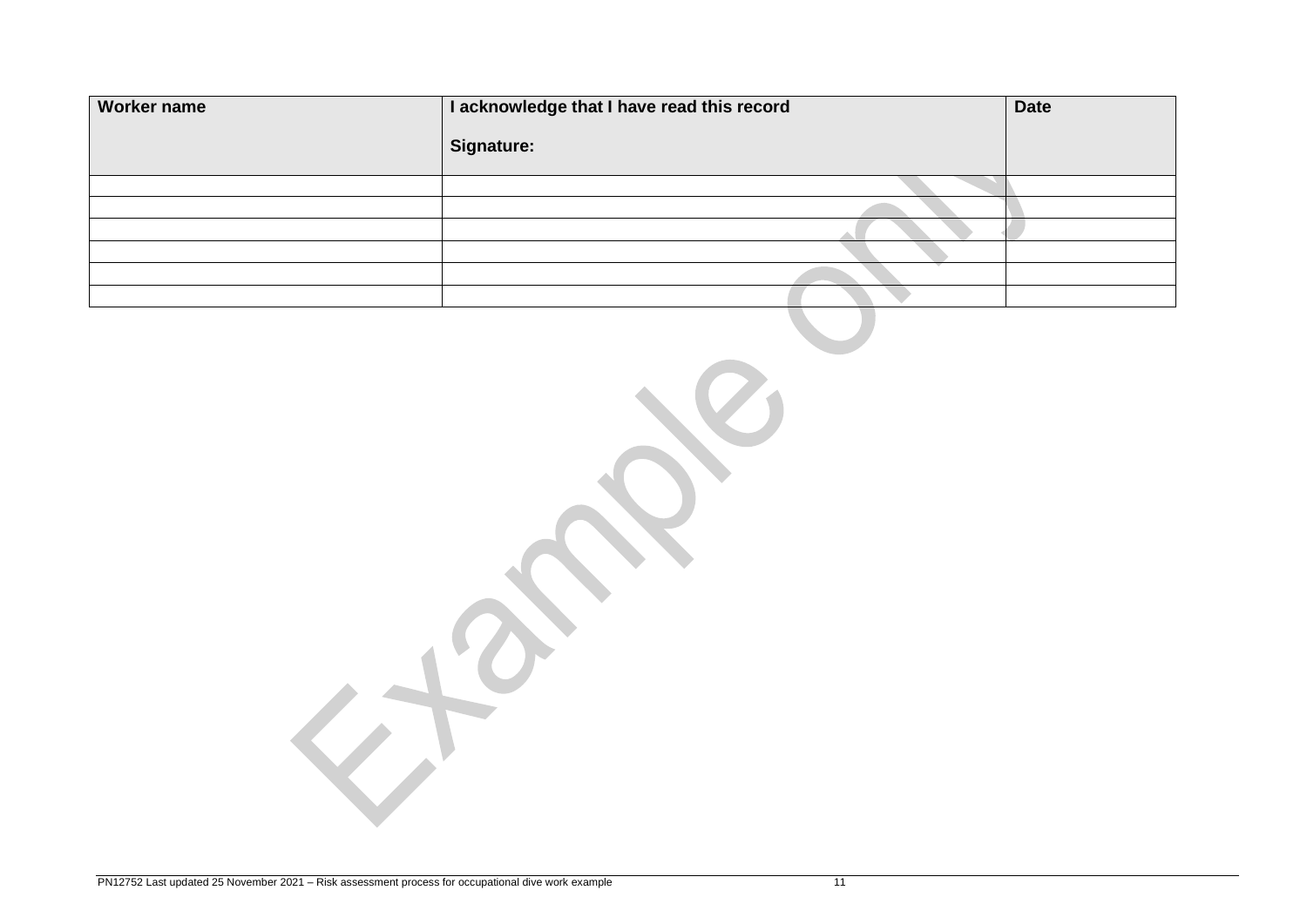| Worker name | I acknowledge that I have read this record<br><br>Signature: | Date |
| --- | --- | --- |
| | | |
| | | |
| | | |
| | | |
| | | |
| | | |

Example only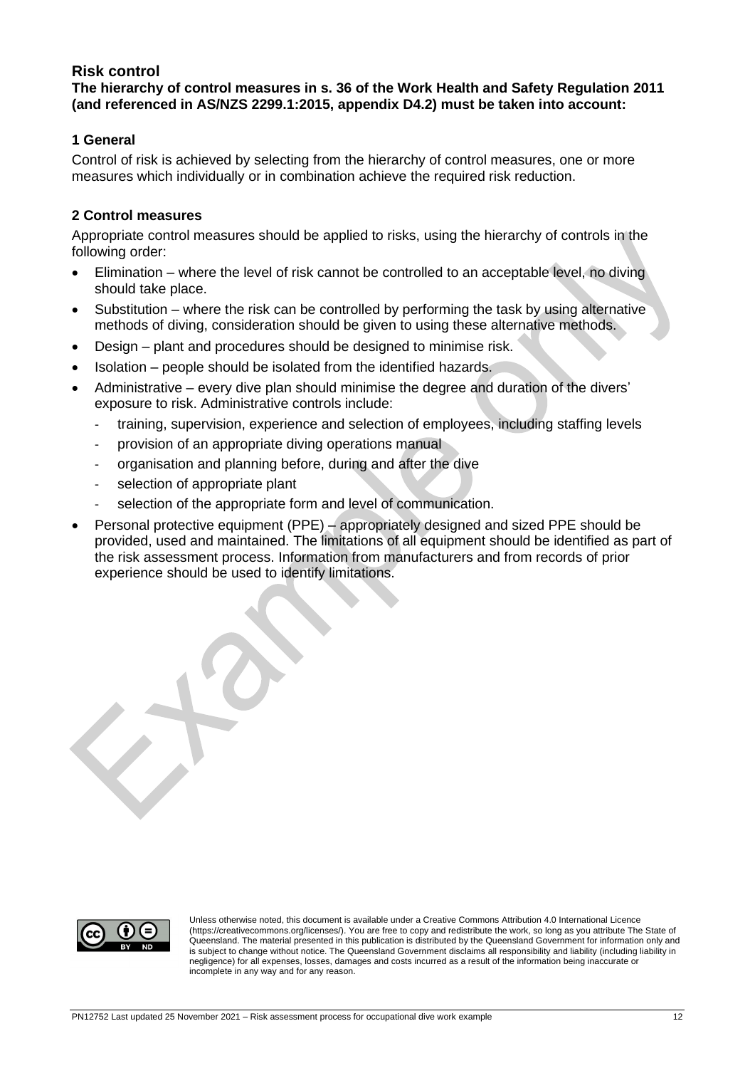## Risk control

**The hierarchy of control measures in s. 36 of the Work Health and Safety Regulation 2011 (and referenced in AS/NZS 2299.1:2015, appendix D4.2) must be taken into account:**

### 1 General

Control of risk is achieved by selecting from the hierarchy of control measures, one or more measures which individually or in combination achieve the required risk reduction.

### 2 Control measures

Appropriate control measures should be applied to risks, using the hierarchy of controls in the following order:

- Elimination – where the level of risk cannot be controlled to an acceptable level, no diving should take place.
- Substitution – where the risk can be controlled by performing the task by using alternative methods of diving, consideration should be given to using these alternative methods.
- Design – plant and procedures should be designed to minimise risk.
- Isolation – people should be isolated from the identified hazards.
- Administrative – every dive plan should minimise the degree and duration of the divers' exposure to risk. Administrative controls include:
  - training, supervision, experience and selection of employees, including staffing levels
  - provision of an appropriate diving operations manual
  - organisation and planning before, during and after the dive
  - selection of appropriate plant
  - selection of the appropriate form and level of communication.
- Personal protective equipment (PPE) – appropriately designed and sized PPE should be provided, used and maintained. The limitations of all equipment should be identified as part of the risk assessment process. Information from manufacturers and from records of prior experience should be used to identify limitations.

Unless otherwise noted, this document is available under a Creative Commons Attribution 4.0 International Licence (https://creativecommons.org/licenses/). You are free to copy and redistribute the work, so long as you attribute The State of Queensland. The material presented in this publication is distributed by the Queensland Government for information only and is subject to change without notice. The Queensland Government disclaims all responsibility and liability (including liability in negligence) for all expenses, losses, damages and costs incurred as a result of the information being inaccurate or incomplete in any way and for any reason.